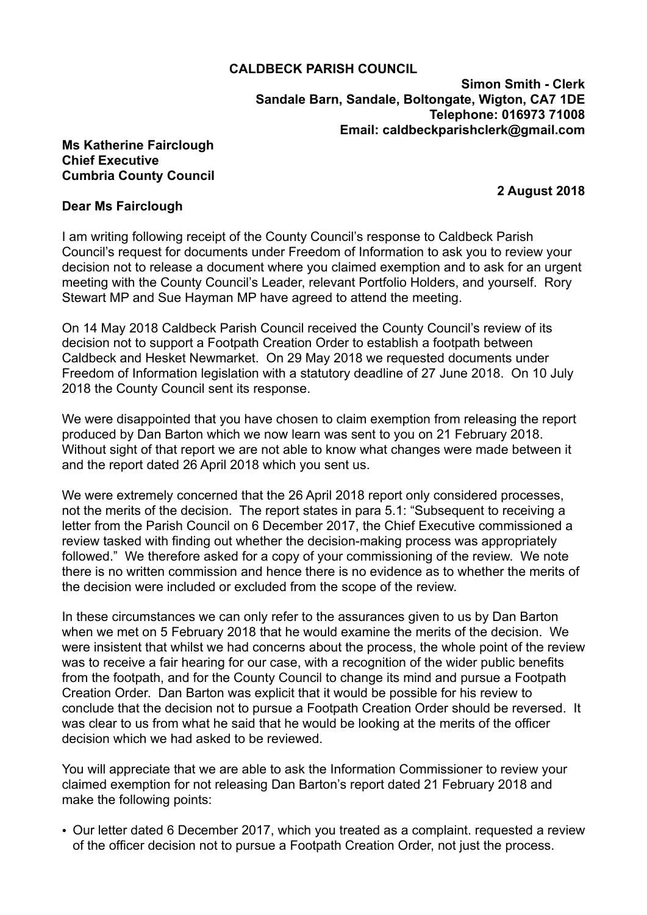**CALDBECK PARISH COUNCIL**

**Simon Smith - Clerk**
**Sandale Barn, Sandale, Boltongate, Wigton, CA7 1DE**
**Telephone: 016973 71008**
**Email: caldbeckparishclerk@gmail.com**

**Ms Katherine Fairclough**
**Chief Executive**
**Cumbria County Council**

**2 August 2018**

**Dear Ms Fairclough**

I am writing following receipt of the County Council's response to Caldbeck Parish Council's request for documents under Freedom of Information to ask you to review your decision not to release a document where you claimed exemption and to ask for an urgent meeting with the County Council's Leader, relevant Portfolio Holders, and yourself. Rory Stewart MP and Sue Hayman MP have agreed to attend the meeting.

On 14 May 2018 Caldbeck Parish Council received the County Council's review of its decision not to support a Footpath Creation Order to establish a footpath between Caldbeck and Hesket Newmarket. On 29 May 2018 we requested documents under Freedom of Information legislation with a statutory deadline of 27 June 2018. On 10 July 2018 the County Council sent its response.

We were disappointed that you have chosen to claim exemption from releasing the report produced by Dan Barton which we now learn was sent to you on 21 February 2018. Without sight of that report we are not able to know what changes were made between it and the report dated 26 April 2018 which you sent us.

We were extremely concerned that the 26 April 2018 report only considered processes, not the merits of the decision. The report states in para 5.1: "Subsequent to receiving a letter from the Parish Council on 6 December 2017, the Chief Executive commissioned a review tasked with finding out whether the decision-making process was appropriately followed." We therefore asked for a copy of your commissioning of the review. We note there is no written commission and hence there is no evidence as to whether the merits of the decision were included or excluded from the scope of the review.

In these circumstances we can only refer to the assurances given to us by Dan Barton when we met on 5 February 2018 that he would examine the merits of the decision. We were insistent that whilst we had concerns about the process, the whole point of the review was to receive a fair hearing for our case, with a recognition of the wider public benefits from the footpath, and for the County Council to change its mind and pursue a Footpath Creation Order. Dan Barton was explicit that it would be possible for his review to conclude that the decision not to pursue a Footpath Creation Order should be reversed. It was clear to us from what he said that he would be looking at the merits of the officer decision which we had asked to be reviewed.

You will appreciate that we are able to ask the Information Commissioner to review your claimed exemption for not releasing Dan Barton's report dated 21 February 2018 and make the following points:

- Our letter dated 6 December 2017, which you treated as a complaint. requested a review of the officer decision not to pursue a Footpath Creation Order, not just the process.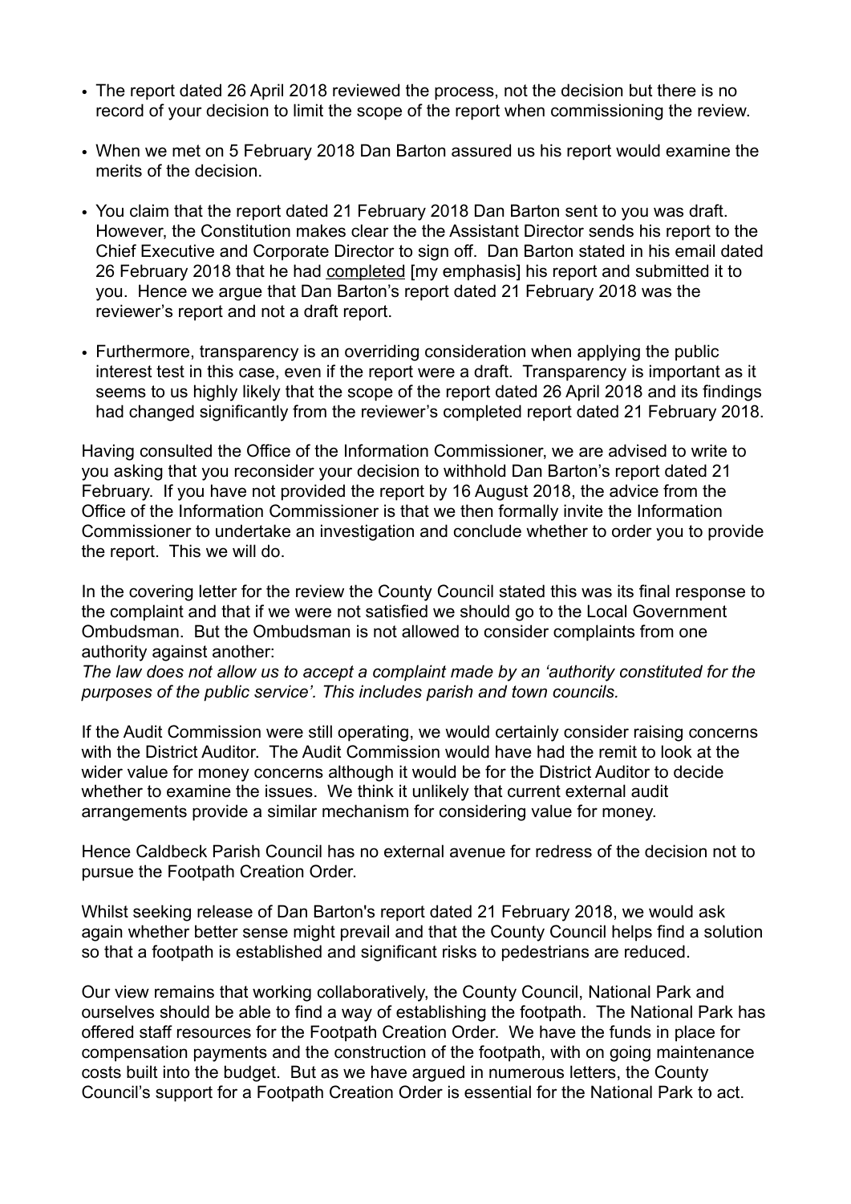- The report dated 26 April 2018 reviewed the process, not the decision but there is no record of your decision to limit the scope of the report when commissioning the review.
- When we met on 5 February 2018 Dan Barton assured us his report would examine the merits of the decision.
- You claim that the report dated 21 February 2018 Dan Barton sent to you was draft. However, the Constitution makes clear the the Assistant Director sends his report to the Chief Executive and Corporate Director to sign off. Dan Barton stated in his email dated 26 February 2018 that he had <u>completed</u> [my emphasis] his report and submitted it to you. Hence we argue that Dan Barton's report dated 21 February 2018 was the reviewer's report and not a draft report.
- Furthermore, transparency is an overriding consideration when applying the public interest test in this case, even if the report were a draft. Transparency is important as it seems to us highly likely that the scope of the report dated 26 April 2018 and its findings had changed significantly from the reviewer's completed report dated 21 February 2018.

Having consulted the Office of the Information Commissioner, we are advised to write to you asking that you reconsider your decision to withhold Dan Barton's report dated 21 February. If you have not provided the report by 16 August 2018, the advice from the Office of the Information Commissioner is that we then formally invite the Information Commissioner to undertake an investigation and conclude whether to order you to provide the report. This we will do.

In the covering letter for the review the County Council stated this was its final response to the complaint and that if we were not satisfied we should go to the Local Government Ombudsman. But the Ombudsman is not allowed to consider complaints from one authority against another:
*The law does not allow us to accept a complaint made by an 'authority constituted for the purposes of the public service'. This includes parish and town councils.*

If the Audit Commission were still operating, we would certainly consider raising concerns with the District Auditor. The Audit Commission would have had the remit to look at the wider value for money concerns although it would be for the District Auditor to decide whether to examine the issues. We think it unlikely that current external audit arrangements provide a similar mechanism for considering value for money.

Hence Caldbeck Parish Council has no external avenue for redress of the decision not to pursue the Footpath Creation Order.

Whilst seeking release of Dan Barton's report dated 21 February 2018, we would ask again whether better sense might prevail and that the County Council helps find a solution so that a footpath is established and significant risks to pedestrians are reduced.

Our view remains that working collaboratively, the County Council, National Park and ourselves should be able to find a way of establishing the footpath. The National Park has offered staff resources for the Footpath Creation Order. We have the funds in place for compensation payments and the construction of the footpath, with on going maintenance costs built into the budget. But as we have argued in numerous letters, the County Council's support for a Footpath Creation Order is essential for the National Park to act.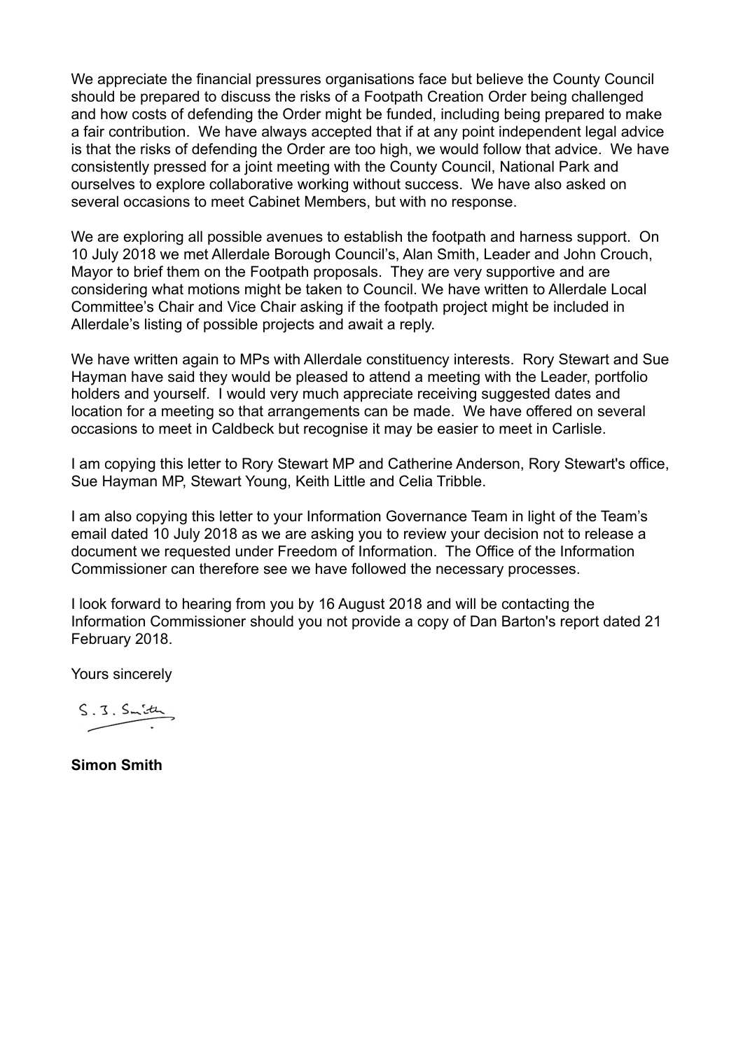We appreciate the financial pressures organisations face but believe the County Council should be prepared to discuss the risks of a Footpath Creation Order being challenged and how costs of defending the Order might be funded, including being prepared to make a fair contribution. We have always accepted that if at any point independent legal advice is that the risks of defending the Order are too high, we would follow that advice. We have consistently pressed for a joint meeting with the County Council, National Park and ourselves to explore collaborative working without success. We have also asked on several occasions to meet Cabinet Members, but with no response.

We are exploring all possible avenues to establish the footpath and harness support. On 10 July 2018 we met Allerdale Borough Council's, Alan Smith, Leader and John Crouch, Mayor to brief them on the Footpath proposals. They are very supportive and are considering what motions might be taken to Council. We have written to Allerdale Local Committee's Chair and Vice Chair asking if the footpath project might be included in Allerdale's listing of possible projects and await a reply.

We have written again to MPs with Allerdale constituency interests. Rory Stewart and Sue Hayman have said they would be pleased to attend a meeting with the Leader, portfolio holders and yourself. I would very much appreciate receiving suggested dates and location for a meeting so that arrangements can be made. We have offered on several occasions to meet in Caldbeck but recognise it may be easier to meet in Carlisle.

I am copying this letter to Rory Stewart MP and Catherine Anderson, Rory Stewart's office, Sue Hayman MP, Stewart Young, Keith Little and Celia Tribble.

I am also copying this letter to your Information Governance Team in light of the Team's email dated 10 July 2018 as we are asking you to review your decision not to release a document we requested under Freedom of Information. The Office of the Information Commissioner can therefore see we have followed the necessary processes.

I look forward to hearing from you by 16 August 2018 and will be contacting the Information Commissioner should you not provide a copy of Dan Barton's report dated 21 February 2018.

Yours sincerely

S. J. Smith

**Simon Smith**